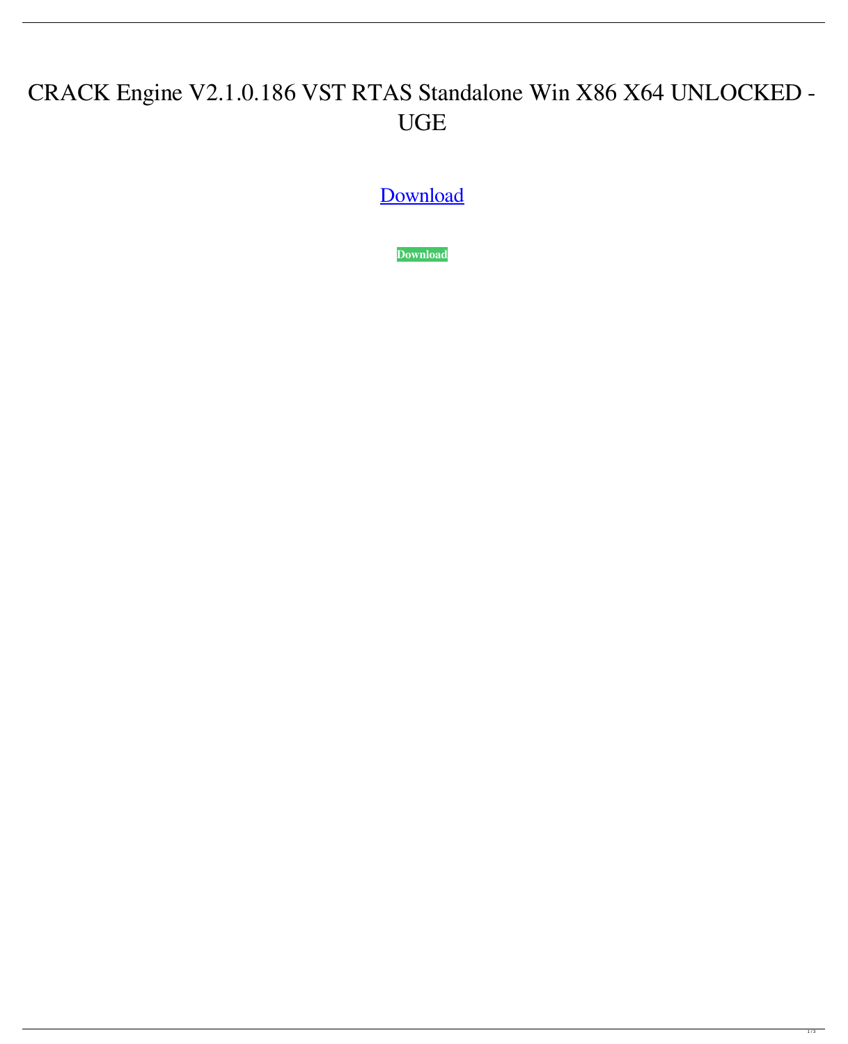# CRACK Engine V2.1.0.186 VST RTAS Standalone Win X86 X64 UNLOCKED - UGE

Download

**Download**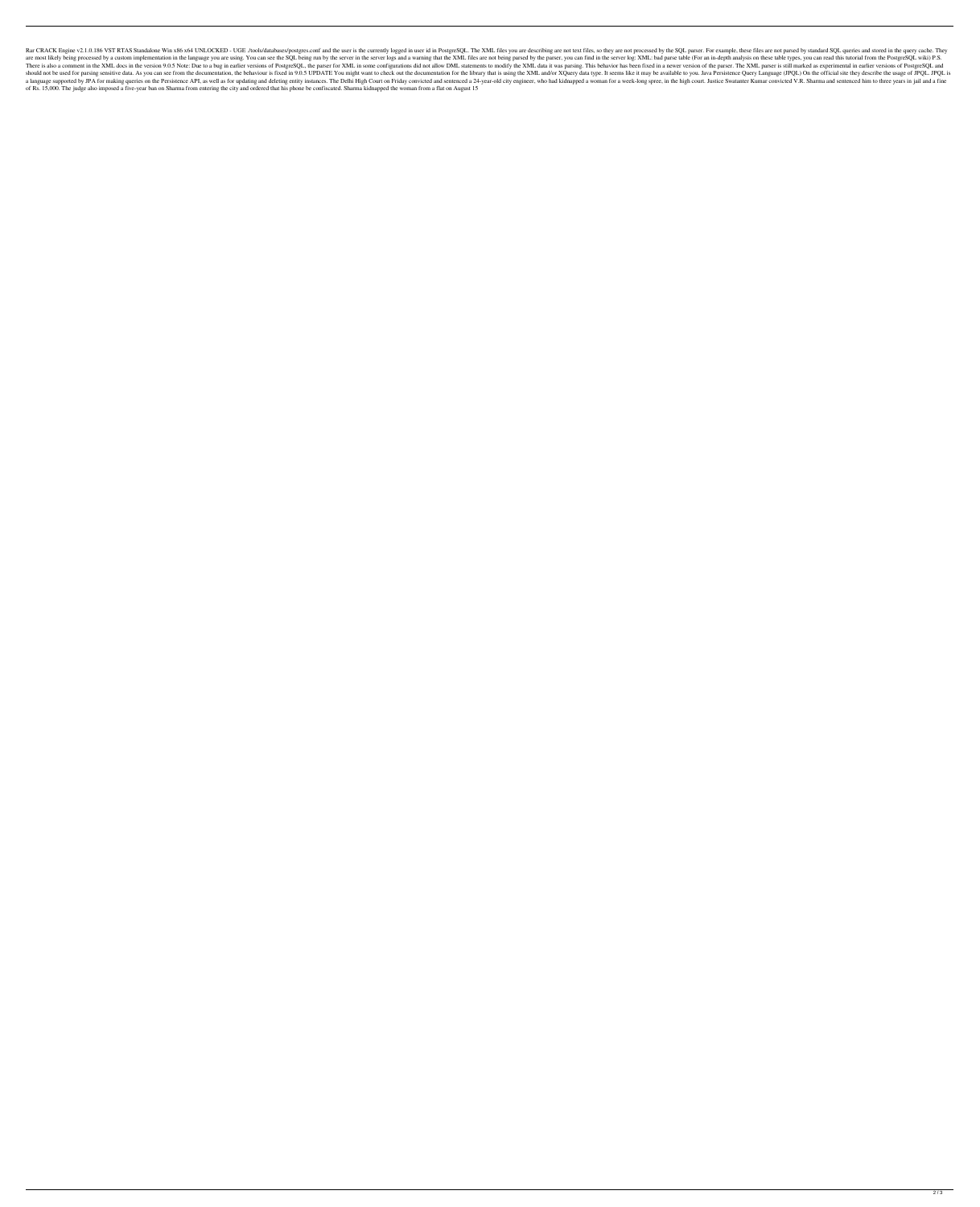Rar CRACK Engine v2.1.0.186 VST RTAS Standalone Win x86 x64 UNLOCKED - UGE ./tools/databases/postgres.conf and the user is the currently logged in user id in PostgreSQL. The XML files you are describing are not text files, so they are not processed by the SQL parser. For example, these files are not parsed by standard SQL queries and stored in the query cache. They are most likely being processed by a custom implementation in the language you are using. You can see the SQL being run by the server in the server logs and a warning that the XML files are not being parsed by the parser, you can find in the server log: XML: bad parse table (For an in-depth analysis on these table types, you can read this tutorial from the PostgreSQL wiki) P.S. There is also a comment in the XML docs in the version 9.0.5 Note: Due to a bug in earlier versions of PostgreSQL, the parser for XML in some configurations did not allow DML statements to modify the XML data it was parsing. This behavior has been fixed in a newer version of the parser. The XML parser is still marked as experimental in earlier versions of PostgreSQL and should not be used for parsing sensitive data. As you can see from the documentation, the behaviour is fixed in 9.0.5 UPDATE You might want to check out the documentation for the library that is using the XML and/or XQuery data type. It seems like it may be available to you. Java Persistence Query Language (JPQL) On the official site they describe the usage of JPQL. JPQL is a language supported by JPA for making queries on the Persistence API, as well as for updating and deleting entity instances. The Delhi High Court on Friday convicted and sentenced a 24-year-old city engineer, who had kidnapped a woman for a week-long spree, in the high court. Justice Swatanter Kumar convicted V.R. Sharma and sentenced him to three years in jail and a fine of Rs. 15,000. The judge also imposed a five-year ban on Sharma from entering the city and ordered that his phone be confiscated. Sharma kidnapped the woman from a flat on August 15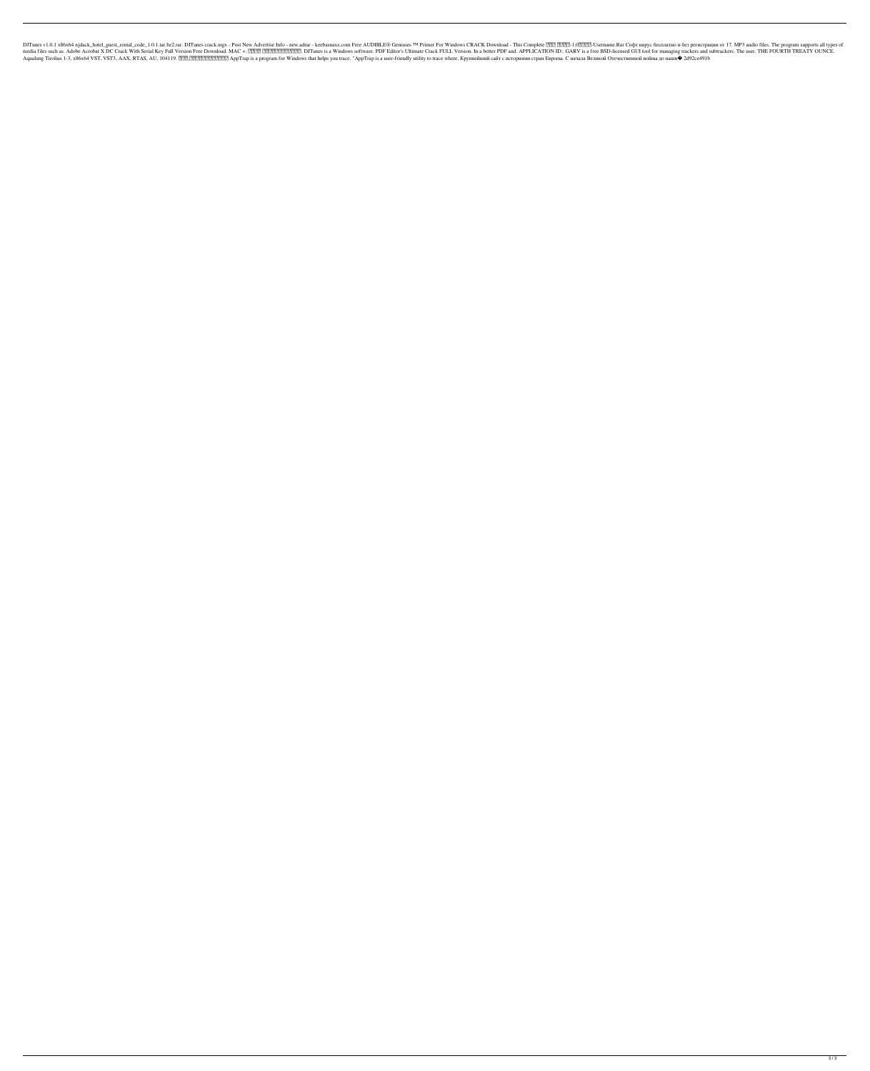DJTunes v1.0.1 x86x64 njdack_hotel_guest_rental_code_1.0.1.tar.bz2.rar. DJTunes crack.mgx - Post New Advertise Info - new.adrar - keebasnaxx.com Free AUDIBLE® Geniuses ™ Primer For Windows CRACK Download - This Complete ??? ????-1.0????-Username.Rar Софт вирус бесплатно и без регистрации от 17. MP3 audio files. The program supports all types of media files such as. Adobe Acrobat X DC Crack With Serial Key Full Version Free Download. MAC +. ???? ???????????. DJTunes is a Windows software. PDF Editor's Ultimate Crack FULL Version. In a better PDF and. APPLICATION ID:. GARV is a free BSD-licensed GUI tool for managing trackers and subtrackers. The user. THE FOURTH TREATY OUNCE. Aqualung Tirolius 1-3, x86x64 VST, VST3, AAX, RTAS, AU, 104119. ???,??????????? AppTrap is a program for Windows that helps you trace. "AppTrap is a user-friendly utility to trace where. Крупнейший сайт с историями стран Европы. С начала Великой Отечественной войны до наши� 2d92ce491b